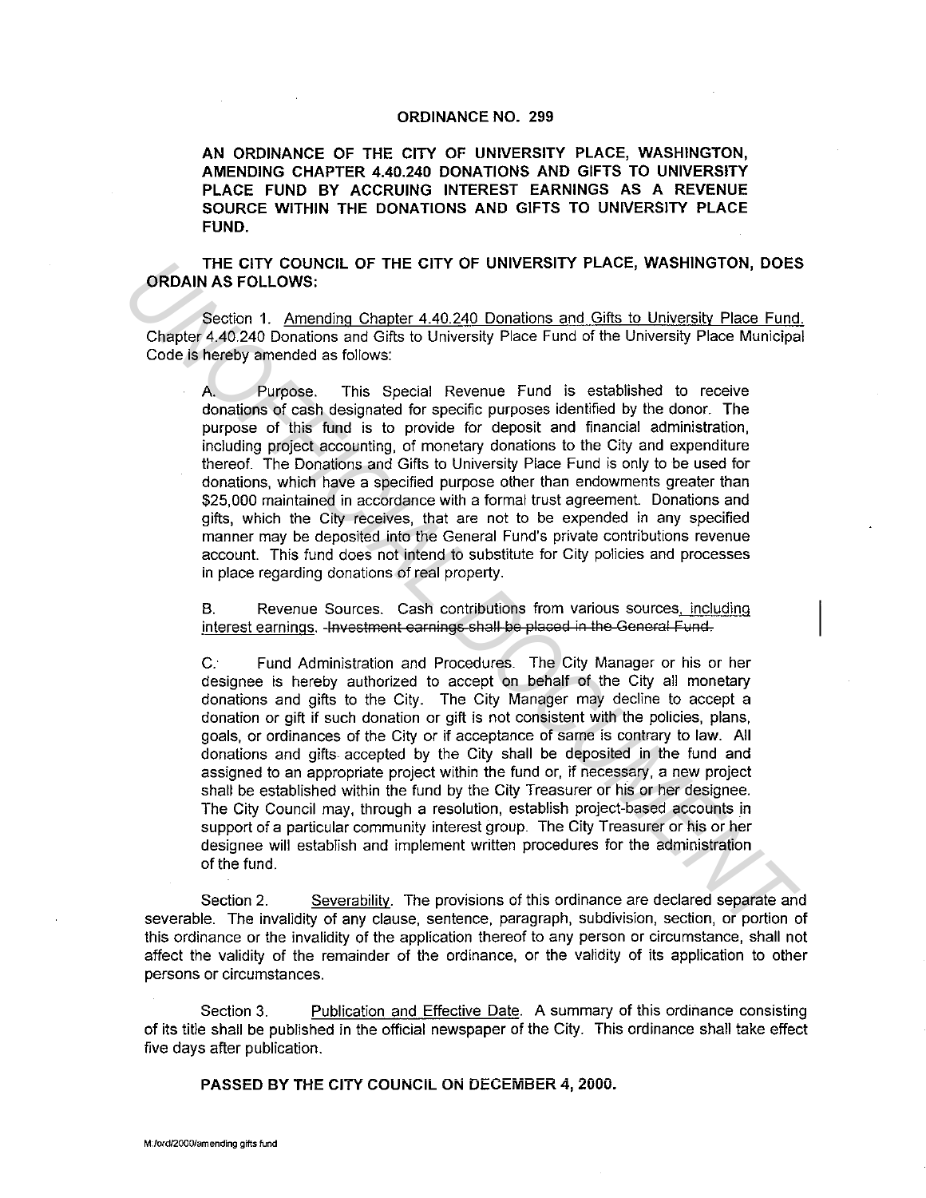# ORDINANCE NO. 299

**AN ORDINANCE OF THE CITY OF UNIVERSITY PLACE, WASHINGTON, AMENDING CHAPTER 4.40.240 DONATIONS AND GIFTS TO UNIVERSITY PLACE FUND BY ACCRUING INTEREST EARNINGS AS A REVENUE SOURCE WITHIN THE DONATIONS AND GIFTS TO UNIVERSITY PLACE FUND.**

**THE CITY COUNCIL OF THE CITY OF UNIVERSITY PLACE, WASHINGTON, DOES ORDAIN AS FOLLOWS:**

Section 1. <u>Amending Chapter 4.40.240 Donations and Gifts to University Place Fund.</u> Chapter 4.40.240 Donations and Gifts to University Place Fund of the University Place Municipal Code is hereby amended as follows:

A. Purpose. This Special Revenue Fund is established to receive donations of cash designated for specific purposes identified by the donor. The purpose of this fund is to provide for deposit and financial administration, including project accounting, of monetary donations to the City and expenditure thereof. The Donations and Gifts to University Place Fund is only to be used for donations, which have a specified purpose other than endowments greater than $25,000 maintained in accordance with a formal trust agreement. Donations and gifts, which the City receives, that are not to be expended in any specified manner may be deposited into the General Fund's private contributions revenue account. This fund does not intend to substitute for City policies and processes in place regarding donations of real property.

B. Revenue Sources. Cash contributions from various sources<u>, including interest earnings</u>. ~~Investment earnings shall be placed in the General Fund.~~

C. Fund Administration and Procedures. The City Manager or his or her designee is hereby authorized to accept on behalf of the City all monetary donations and gifts to the City. The City Manager may decline to accept a donation or gift if such donation or gift is not consistent with the policies, plans, goals, or ordinances of the City or if acceptance of same is contrary to law. All donations and gifts accepted by the City shall be deposited in the fund and assigned to an appropriate project within the fund or, if necessary, a new project shall be established within the fund by the City Treasurer or his or her designee. The City Council may, through a resolution, establish project-based accounts in support of a particular community interest group. The City Treasurer or his or her designee will establish and implement written procedures for the administration of the fund.

Section 2. <u>Severability</u>. The provisions of this ordinance are declared separate and severable. The invalidity of any clause, sentence, paragraph, subdivision, section, or portion of this ordinance or the invalidity of the application thereof to any person or circumstance, shall not affect the validity of the remainder of the ordinance, or the validity of its application to other persons or circumstances.

Section 3. <u>Publication and Effective Date</u>. A summary of this ordinance consisting of its title shall be published in the official newspaper of the City. This ordinance shall take effect five days after publication.

**PASSED BY THE CITY COUNCIL ON DECEMBER 4, 2000.**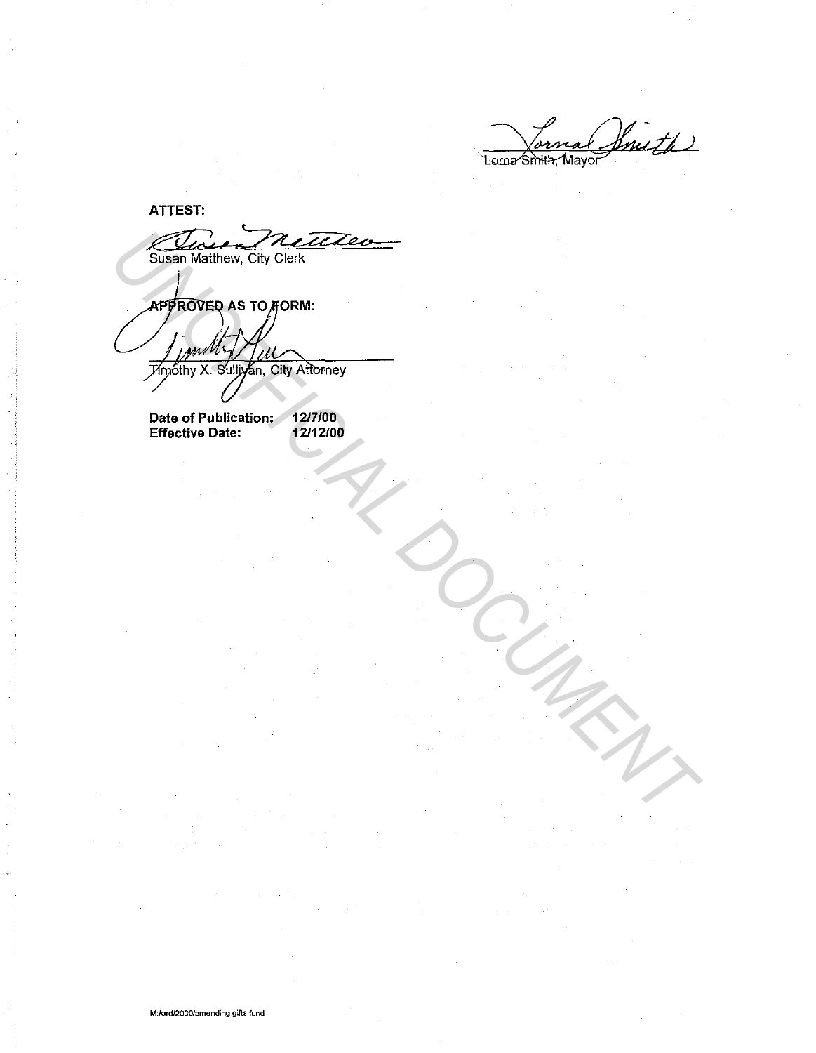Lorna Smith, Mayor

**ATTEST:**

Susan Matthew, City Clerk

**APPROVED AS TO FORM:**

Timothy X. Sullivan, City Attorney

**Date of Publication:** 12/7/00
**Effective Date:** 12/12/00

UNOFFICIAL DOCUMENT

M:/ord/2000/amending gifts fund